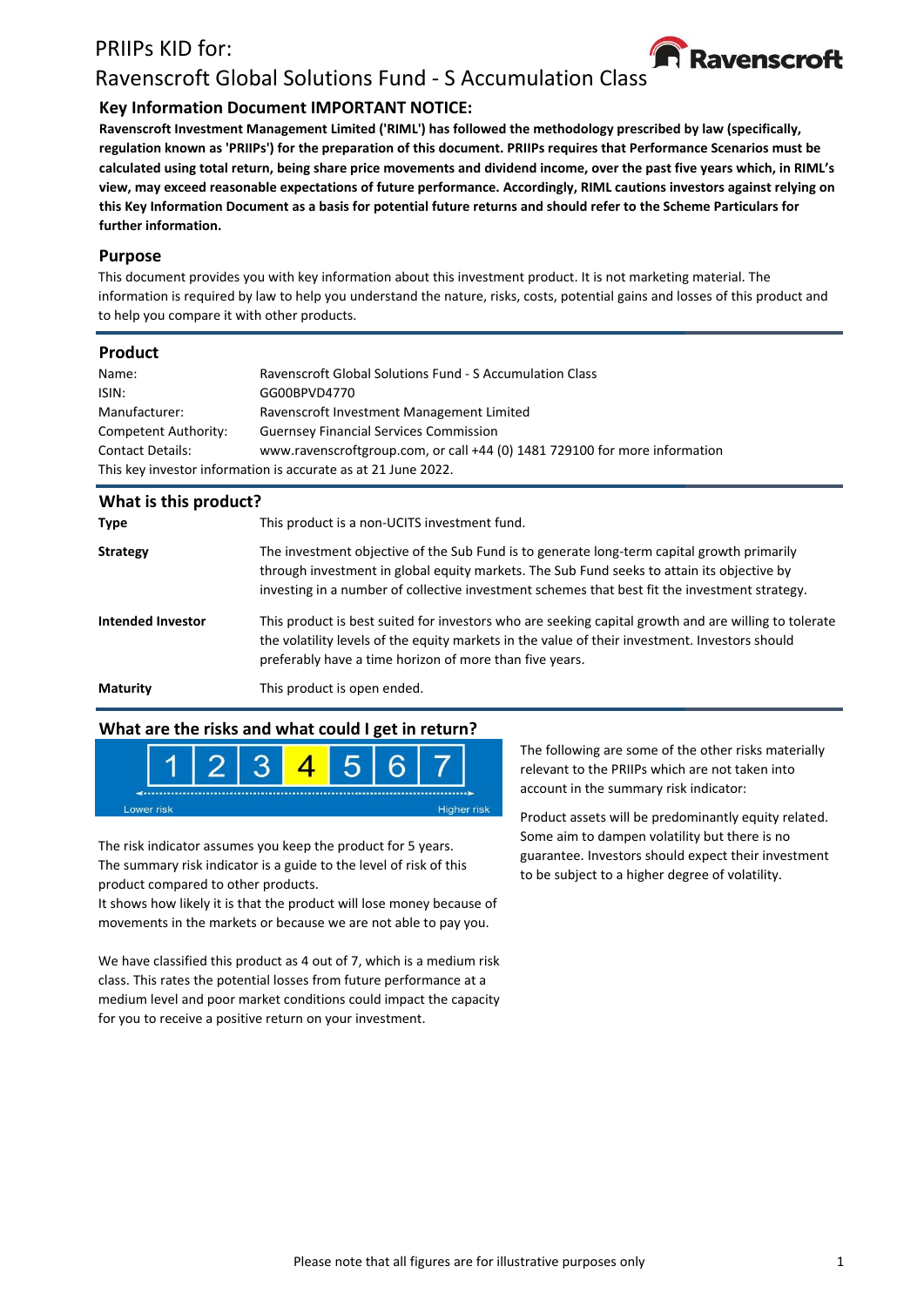# PRIIPs KID for:

# Ravenscroft Global Solutions Fund - S Accumulation Class

## Key Information Document IMPORTANT NOTICE:

**Ravenscroft Investment Management Limited ('RIML') has followed the methodology prescribed by law (specifically, regulation known as 'PRIIPs') for the preparation of this document. PRIIPs requires that Performance Scenarios must be calculated using total return, being share price movements and dividend income, over the past five years which, in RIML's view, may exceed reasonable expectations of future performance. Accordingly, RIML cautions investors against relying on this Key Information Document as a basis for potential future returns and should refer to the Scheme Particulars for further information.**

## Purpose

This document provides you with key information about this investment product. It is not marketing material. The information is required by law to help you understand the nature, risks, costs, potential gains and losses of this product and to help you compare it with other products.

## Product

| | |
|---|---|
| Name: | Ravenscroft Global Solutions Fund - S Accumulation Class |
| ISIN: | GG00BPVD4770 |
| Manufacturer: | Ravenscroft Investment Management Limited |
| Competent Authority: | Guernsey Financial Services Commission |
| Contact Details: | www.ravenscroftgroup.com, or call +44 (0) 1481 729100 for more information |

This key investor information is accurate as at 21 June 2022.

## What is this product?

**Type** This product is a non-UCITS investment fund.

**Strategy** The investment objective of the Sub Fund is to generate long-term capital growth primarily through investment in global equity markets. The Sub Fund seeks to attain its objective by investing in a number of collective investment schemes that best fit the investment strategy.

**Intended Investor** This product is best suited for investors who are seeking capital growth and are willing to tolerate the volatility levels of the equity markets in the value of their investment. Investors should preferably have a time horizon of more than five years.

**Maturity** This product is open ended.

## What are the risks and what could I get in return?

| 1 | 2 | 3 | **4** | 5 | 6 | 7 |
|---|---|---|---|---|---|---|

Lower risk — Higher risk

The risk indicator assumes you keep the product for 5 years.
The summary risk indicator is a guide to the level of risk of this product compared to other products.
It shows how likely it is that the product will lose money because of movements in the markets or because we are not able to pay you.

We have classified this product as 4 out of 7, which is a medium risk class. This rates the potential losses from future performance at a medium level and poor market conditions could impact the capacity for you to receive a positive return on your investment.

The following are some of the other risks materially relevant to the PRIIPs which are not taken into account in the summary risk indicator:

Product assets will be predominantly equity related. Some aim to dampen volatility but there is no guarantee. Investors should expect their investment to be subject to a higher degree of volatility.

Please note that all figures are for illustrative purposes only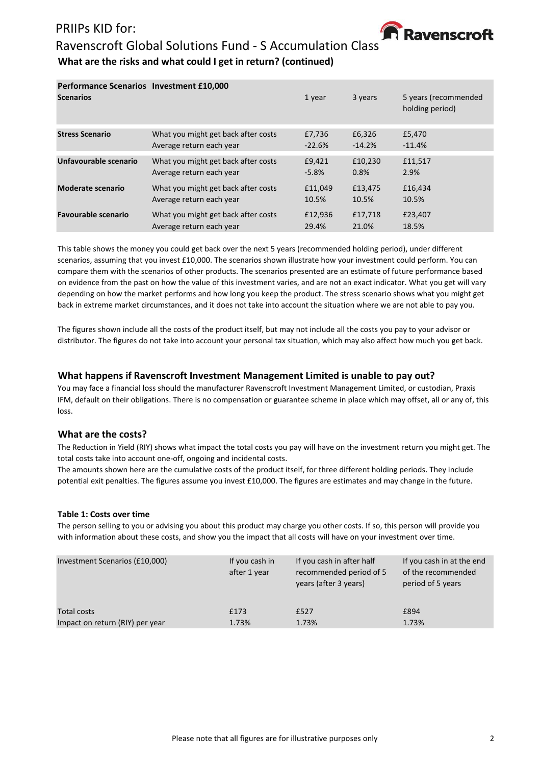### What are the risks and what could I get in return? (continued)

| **Performance Scenarios** | **Investment £10,000** | | | |
|---|---|---|---|---|
| **Scenarios** | | 1 year | 3 years | 5 years (recommended holding period) |
| **Stress Scenario** | What you might get back after costs | £7,736 | £6,326 | £5,470 |
| | Average return each year | -22.6% | -14.2% | -11.4% |
| **Unfavourable scenario** | What you might get back after costs | £9,421 | £10,230 | £11,517 |
| | Average return each year | -5.8% | 0.8% | 2.9% |
| **Moderate scenario** | What you might get back after costs | £11,049 | £13,475 | £16,434 |
| | Average return each year | 10.5% | 10.5% | 10.5% |
| **Favourable scenario** | What you might get back after costs | £12,936 | £17,718 | £23,407 |
| | Average return each year | 29.4% | 21.0% | 18.5% |

This table shows the money you could get back over the next 5 years (recommended holding period), under different scenarios, assuming that you invest £10,000. The scenarios shown illustrate how your investment could perform. You can compare them with the scenarios of other products. The scenarios presented are an estimate of future performance based on evidence from the past on how the value of this investment varies, and are not an exact indicator. What you get will vary depending on how the market performs and how long you keep the product. The stress scenario shows what you might get back in extreme market circumstances, and it does not take into account the situation where we are not able to pay you.

The figures shown include all the costs of the product itself, but may not include all the costs you pay to your advisor or distributor. The figures do not take into account your personal tax situation, which may also affect how much you get back.

### What happens if Ravenscroft Investment Management Limited is unable to pay out?

You may face a financial loss should the manufacturer Ravenscroft Investment Management Limited, or custodian, Praxis IFM, default on their obligations. There is no compensation or guarantee scheme in place which may offset, all or any of, this loss.

### What are the costs?

The Reduction in Yield (RIY) shows what impact the total costs you pay will have on the investment return you might get. The total costs take into account one-off, ongoing and incidental costs.
The amounts shown here are the cumulative costs of the product itself, for three different holding periods. They include potential exit penalties. The figures assume you invest £10,000. The figures are estimates and may change in the future.

#### Table 1: Costs over time

The person selling to you or advising you about this product may charge you other costs. If so, this person will provide you with information about these costs, and show you the impact that all costs will have on your investment over time.

| Investment Scenarios (£10,000) | If you cash in after 1 year | If you cash in after half recommended period of 5 years (after 3 years) | If you cash in at the end of the recommended period of 5 years |
|---|---|---|---|
| Total costs | £173 | £527 | £894 |
| Impact on return (RIY) per year | 1.73% | 1.73% | 1.73% |

Please note that all figures are for illustrative purposes only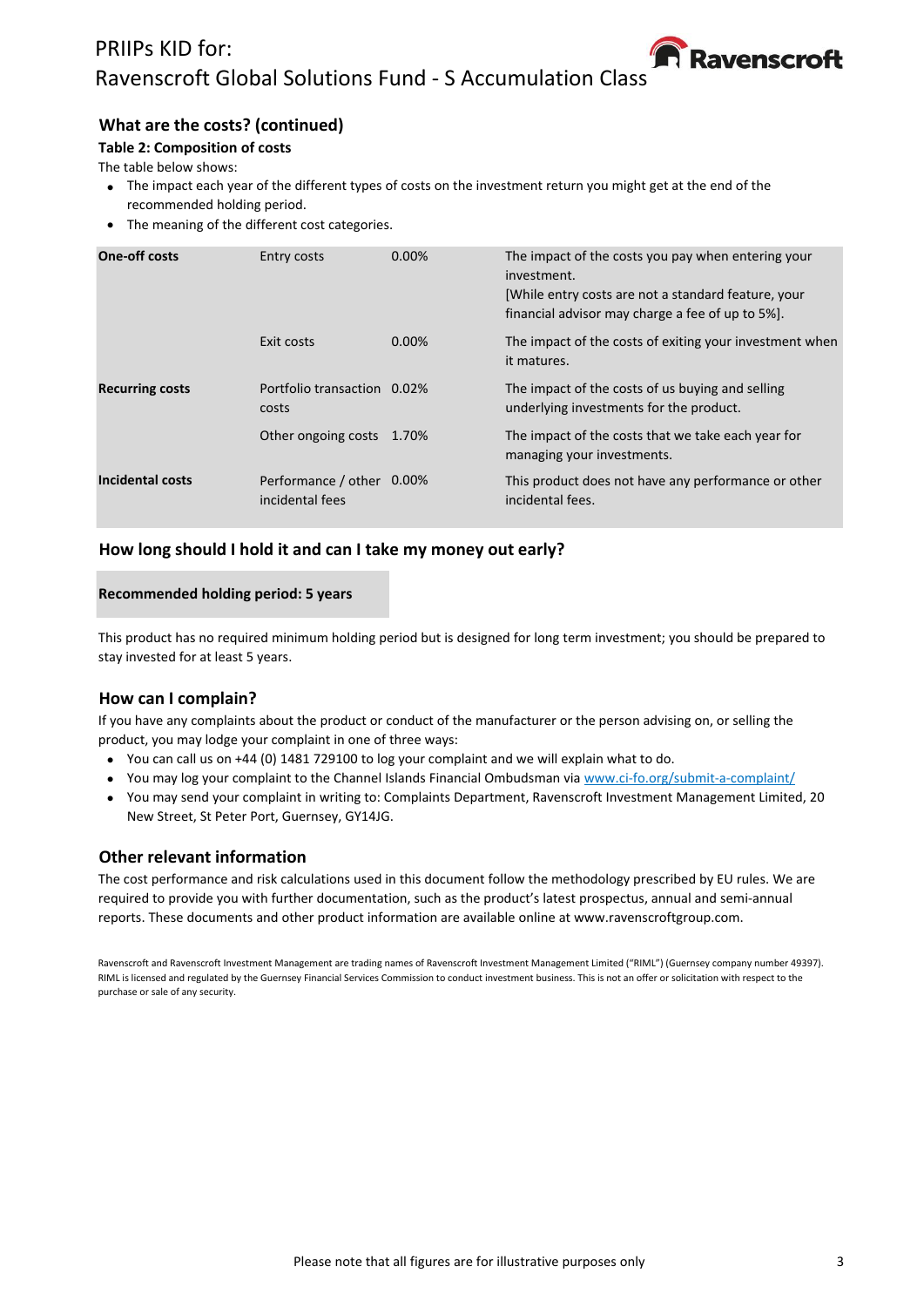## What are the costs? (continued)

**Table 2: Composition of costs**

The table below shows:

- The impact each year of the different types of costs on the investment return you might get at the end of the recommended holding period.
- The meaning of the different cost categories.

| | | | |
|---|---|---|---|
| **One-off costs** | Entry costs | 0.00% | The impact of the costs you pay when entering your investment. [While entry costs are not a standard feature, your financial advisor may charge a fee of up to 5%]. |
| | Exit costs | 0.00% | The impact of the costs of exiting your investment when it matures. |
| **Recurring costs** | Portfolio transaction costs | 0.02% | The impact of the costs of us buying and selling underlying investments for the product. |
| | Other ongoing costs | 1.70% | The impact of the costs that we take each year for managing your investments. |
| **Incidental costs** | Performance / other incidental fees | 0.00% | This product does not have any performance or other incidental fees. |

## How long should I hold it and can I take my money out early?

**Recommended holding period: 5 years**

This product has no required minimum holding period but is designed for long term investment; you should be prepared to stay invested for at least 5 years.

## How can I complain?

If you have any complaints about the product or conduct of the manufacturer or the person advising on, or selling the product, you may lodge your complaint in one of three ways:

- You can call us on +44 (0) 1481 729100 to log your complaint and we will explain what to do.
- You may log your complaint to the Channel Islands Financial Ombudsman via www.ci-fo.org/submit-a-complaint/
- You may send your complaint in writing to: Complaints Department, Ravenscroft Investment Management Limited, 20 New Street, St Peter Port, Guernsey, GY14JG.

## Other relevant information

The cost performance and risk calculations used in this document follow the methodology prescribed by EU rules. We are required to provide you with further documentation, such as the product's latest prospectus, annual and semi-annual reports. These documents and other product information are available online at www.ravenscroftgroup.com.

Ravenscroft and Ravenscroft Investment Management are trading names of Ravenscroft Investment Management Limited ("RIML") (Guernsey company number 49397). RIML is licensed and regulated by the Guernsey Financial Services Commission to conduct investment business. This is not an offer or solicitation with respect to the purchase or sale of any security.

Please note that all figures are for illustrative purposes only